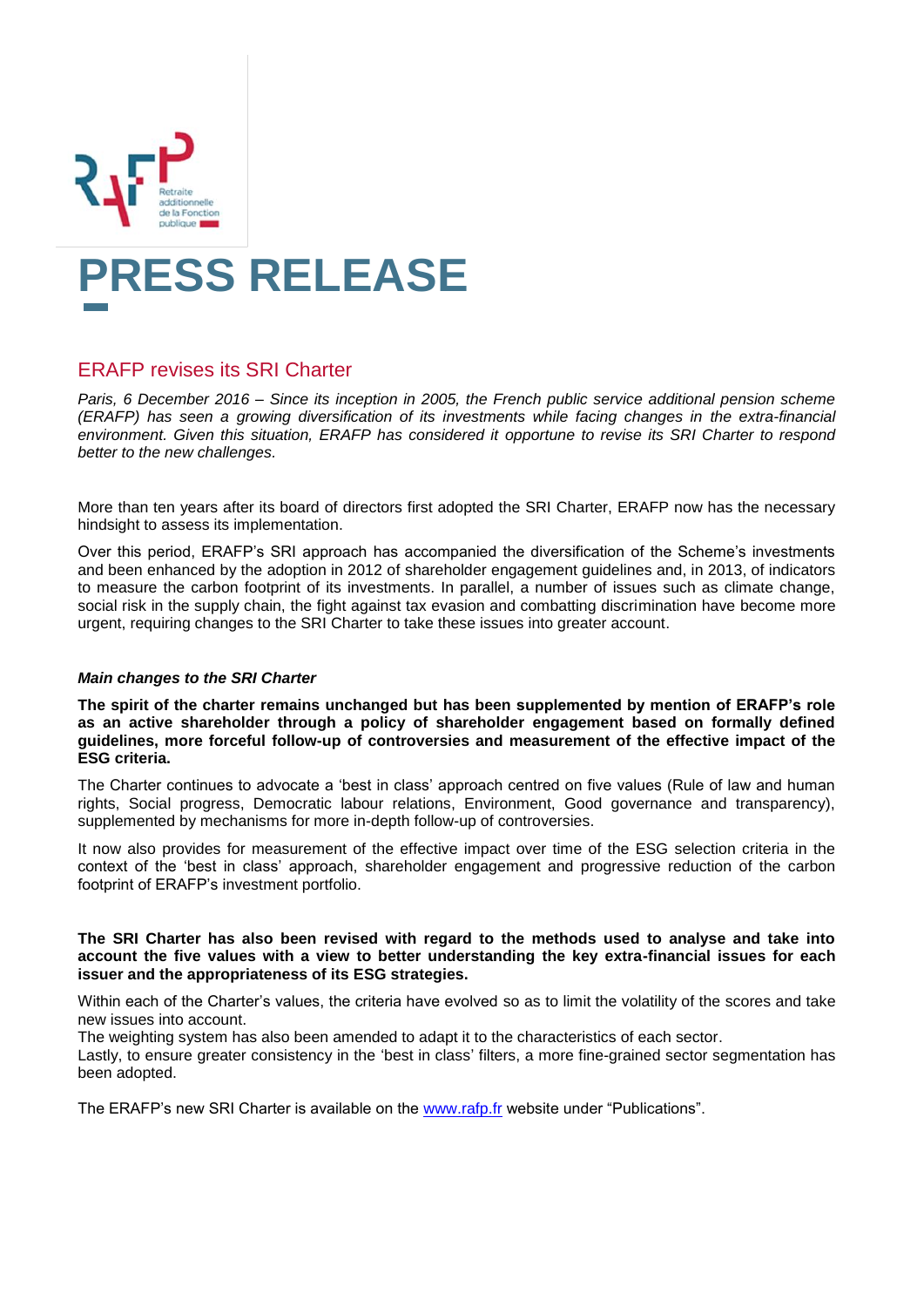# PRESS RELEASE

## ERAFP revises its SRI Charter

*Paris, 6 December 2016 – Since its inception in 2005, the French public service additional pension scheme (ERAFP) has seen a growing diversification of its investments while facing changes in the extra-financial environment. Given this situation, ERAFP has considered it opportune to revise its SRI Charter to respond better to the new challenges.*

More than ten years after its board of directors first adopted the SRI Charter, ERAFP now has the necessary hindsight to assess its implementation.

Over this period, ERAFP's SRI approach has accompanied the diversification of the Scheme's investments and been enhanced by the adoption in 2012 of shareholder engagement guidelines and, in 2013, of indicators to measure the carbon footprint of its investments. In parallel, a number of issues such as climate change, social risk in the supply chain, the fight against tax evasion and combatting discrimination have become more urgent, requiring changes to the SRI Charter to take these issues into greater account.

***Main changes to the SRI Charter***

**The spirit of the charter remains unchanged but has been supplemented by mention of ERAFP's role as an active shareholder through a policy of shareholder engagement based on formally defined guidelines, more forceful follow-up of controversies and measurement of the effective impact of the ESG criteria.**

The Charter continues to advocate a 'best in class' approach centred on five values (Rule of law and human rights, Social progress, Democratic labour relations, Environment, Good governance and transparency), supplemented by mechanisms for more in-depth follow-up of controversies.

It now also provides for measurement of the effective impact over time of the ESG selection criteria in the context of the 'best in class' approach, shareholder engagement and progressive reduction of the carbon footprint of ERAFP's investment portfolio.

**The SRI Charter has also been revised with regard to the methods used to analyse and take into account the five values with a view to better understanding the key extra-financial issues for each issuer and the appropriateness of its ESG strategies.**

Within each of the Charter's values, the criteria have evolved so as to limit the volatility of the scores and take new issues into account.
The weighting system has also been amended to adapt it to the characteristics of each sector.
Lastly, to ensure greater consistency in the 'best in class' filters, a more fine-grained sector segmentation has been adopted.

The ERAFP's new SRI Charter is available on the www.rafp.fr website under "Publications".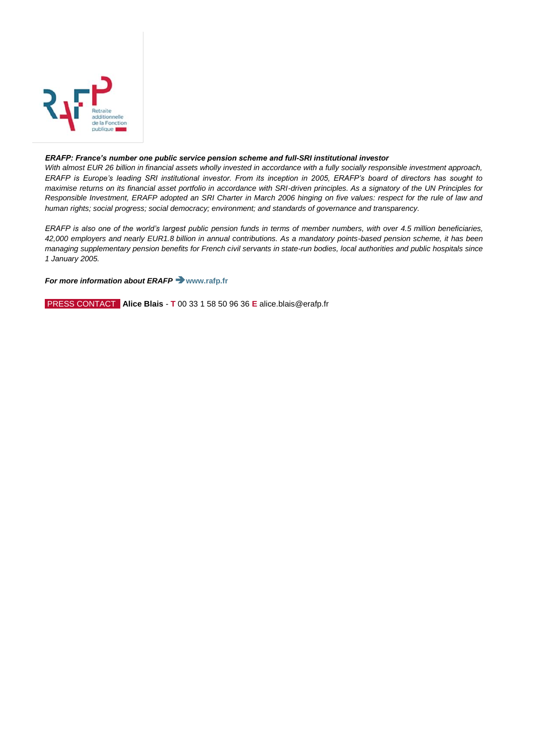***ERAFP: France's number one public service pension scheme and full-SRI institutional investor***

*With almost EUR 26 billion in financial assets wholly invested in accordance with a fully socially responsible investment approach, ERAFP is Europe's leading SRI institutional investor. From its inception in 2005, ERAFP's board of directors has sought to maximise returns on its financial asset portfolio in accordance with SRI-driven principles. As a signatory of the UN Principles for Responsible Investment, ERAFP adopted an SRI Charter in March 2006 hinging on five values: respect for the rule of law and human rights; social progress; social democracy; environment; and standards of governance and transparency.*

*ERAFP is also one of the world's largest public pension funds in terms of member numbers, with over 4.5 million beneficiaries, 42,000 employers and nearly EUR1.8 billion in annual contributions. As a mandatory points-based pension scheme, it has been managing supplementary pension benefits for French civil servants in state-run bodies, local authorities and public hospitals since 1 January 2005.*

***For more information about ERAFP*** ➔ **www.rafp.fr**

PRESS CONTACT **Alice Blais** - **T** 00 33 1 58 50 96 36 **E** alice.blais@erafp.fr